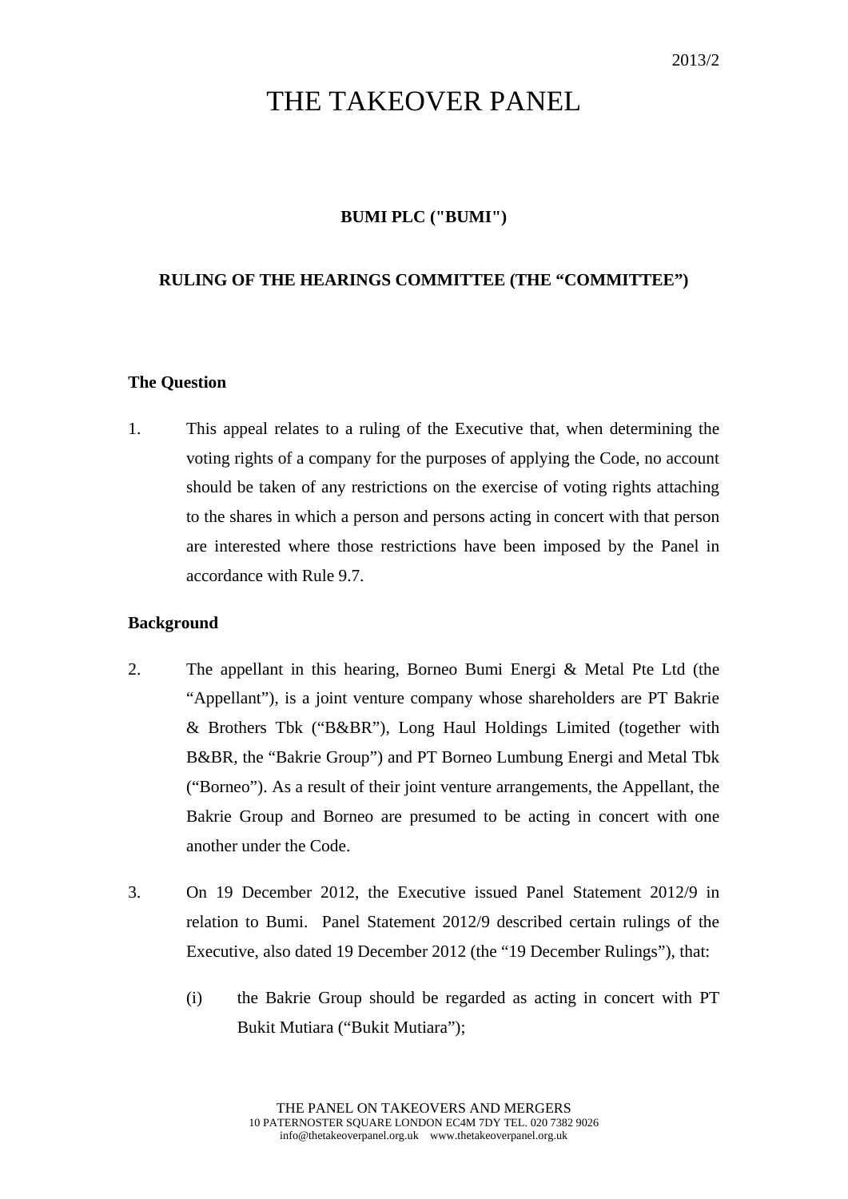2013/2

# THE TAKEOVER PANEL

**BUMI PLC ("BUMI")**

**RULING OF THE HEARINGS COMMITTEE (THE "COMMITTEE")**

**The Question**

1. This appeal relates to a ruling of the Executive that, when determining the voting rights of a company for the purposes of applying the Code, no account should be taken of any restrictions on the exercise of voting rights attaching to the shares in which a person and persons acting in concert with that person are interested where those restrictions have been imposed by the Panel in accordance with Rule 9.7.

**Background**

2. The appellant in this hearing, Borneo Bumi Energi & Metal Pte Ltd (the "Appellant"), is a joint venture company whose shareholders are PT Bakrie & Brothers Tbk ("B&BR"), Long Haul Holdings Limited (together with B&BR, the "Bakrie Group") and PT Borneo Lumbung Energi and Metal Tbk ("Borneo"). As a result of their joint venture arrangements, the Appellant, the Bakrie Group and Borneo are presumed to be acting in concert with one another under the Code.

3. On 19 December 2012, the Executive issued Panel Statement 2012/9 in relation to Bumi. Panel Statement 2012/9 described certain rulings of the Executive, also dated 19 December 2012 (the "19 December Rulings"), that:

   (i) the Bakrie Group should be regarded as acting in concert with PT Bukit Mutiara ("Bukit Mutiara");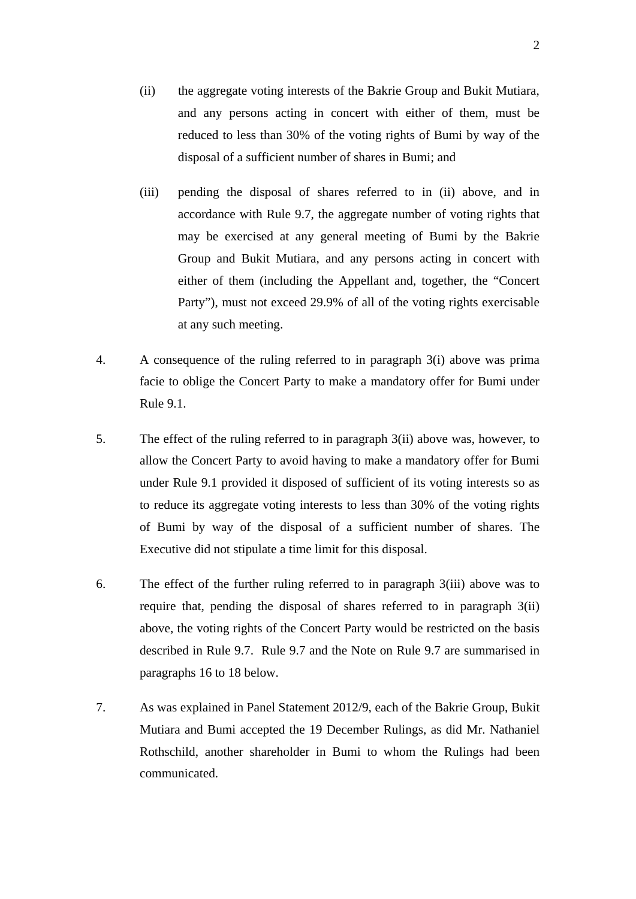(ii) the aggregate voting interests of the Bakrie Group and Bukit Mutiara, and any persons acting in concert with either of them, must be reduced to less than 30% of the voting rights of Bumi by way of the disposal of a sufficient number of shares in Bumi; and

(iii) pending the disposal of shares referred to in (ii) above, and in accordance with Rule 9.7, the aggregate number of voting rights that may be exercised at any general meeting of Bumi by the Bakrie Group and Bukit Mutiara, and any persons acting in concert with either of them (including the Appellant and, together, the "Concert Party"), must not exceed 29.9% of all of the voting rights exercisable at any such meeting.

4. A consequence of the ruling referred to in paragraph 3(i) above was prima facie to oblige the Concert Party to make a mandatory offer for Bumi under Rule 9.1.

5. The effect of the ruling referred to in paragraph 3(ii) above was, however, to allow the Concert Party to avoid having to make a mandatory offer for Bumi under Rule 9.1 provided it disposed of sufficient of its voting interests so as to reduce its aggregate voting interests to less than 30% of the voting rights of Bumi by way of the disposal of a sufficient number of shares. The Executive did not stipulate a time limit for this disposal.

6. The effect of the further ruling referred to in paragraph 3(iii) above was to require that, pending the disposal of shares referred to in paragraph 3(ii) above, the voting rights of the Concert Party would be restricted on the basis described in Rule 9.7. Rule 9.7 and the Note on Rule 9.7 are summarised in paragraphs 16 to 18 below.

7. As was explained in Panel Statement 2012/9, each of the Bakrie Group, Bukit Mutiara and Bumi accepted the 19 December Rulings, as did Mr. Nathaniel Rothschild, another shareholder in Bumi to whom the Rulings had been communicated.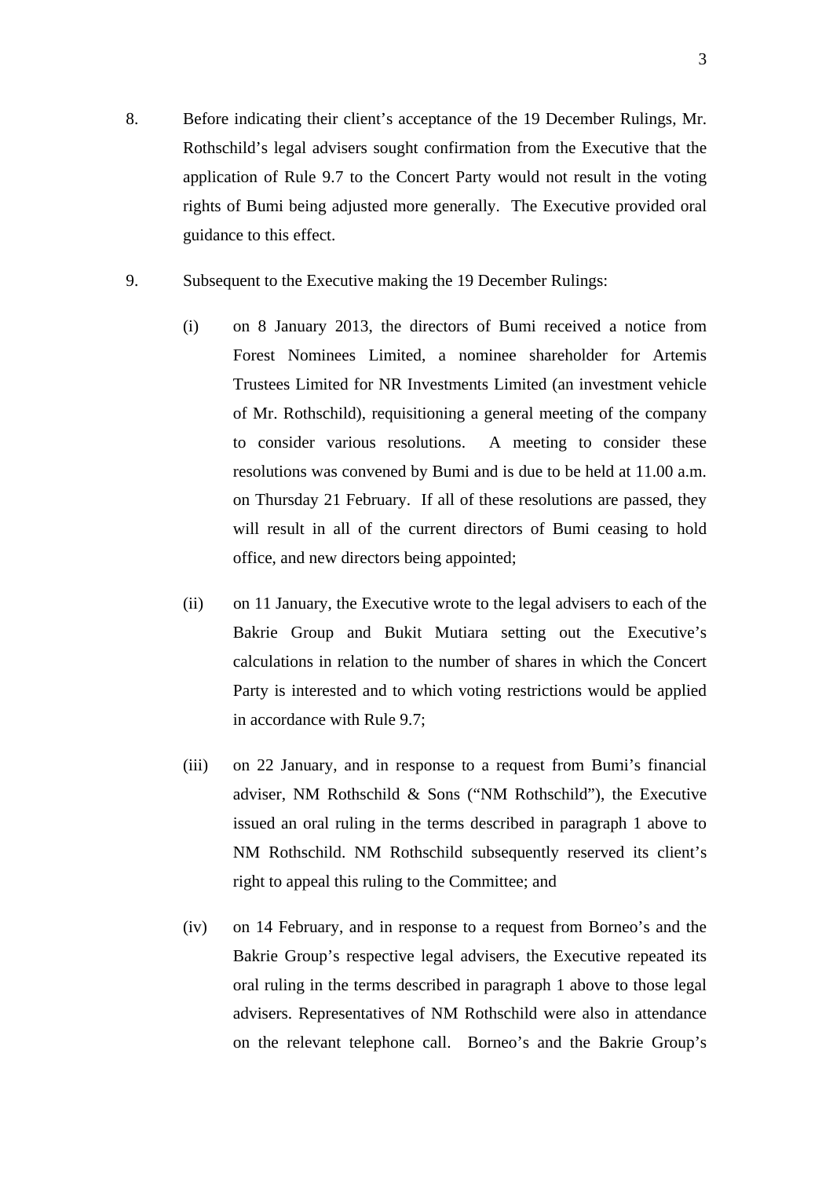8. Before indicating their client's acceptance of the 19 December Rulings, Mr. Rothschild's legal advisers sought confirmation from the Executive that the application of Rule 9.7 to the Concert Party would not result in the voting rights of Bumi being adjusted more generally. The Executive provided oral guidance to this effect.

9. Subsequent to the Executive making the 19 December Rulings:

   (i) on 8 January 2013, the directors of Bumi received a notice from Forest Nominees Limited, a nominee shareholder for Artemis Trustees Limited for NR Investments Limited (an investment vehicle of Mr. Rothschild), requisitioning a general meeting of the company to consider various resolutions. A meeting to consider these resolutions was convened by Bumi and is due to be held at 11.00 a.m. on Thursday 21 February. If all of these resolutions are passed, they will result in all of the current directors of Bumi ceasing to hold office, and new directors being appointed;

   (ii) on 11 January, the Executive wrote to the legal advisers to each of the Bakrie Group and Bukit Mutiara setting out the Executive's calculations in relation to the number of shares in which the Concert Party is interested and to which voting restrictions would be applied in accordance with Rule 9.7;

   (iii) on 22 January, and in response to a request from Bumi's financial adviser, NM Rothschild & Sons ("NM Rothschild"), the Executive issued an oral ruling in the terms described in paragraph 1 above to NM Rothschild. NM Rothschild subsequently reserved its client's right to appeal this ruling to the Committee; and

   (iv) on 14 February, and in response to a request from Borneo's and the Bakrie Group's respective legal advisers, the Executive repeated its oral ruling in the terms described in paragraph 1 above to those legal advisers. Representatives of NM Rothschild were also in attendance on the relevant telephone call. Borneo's and the Bakrie Group's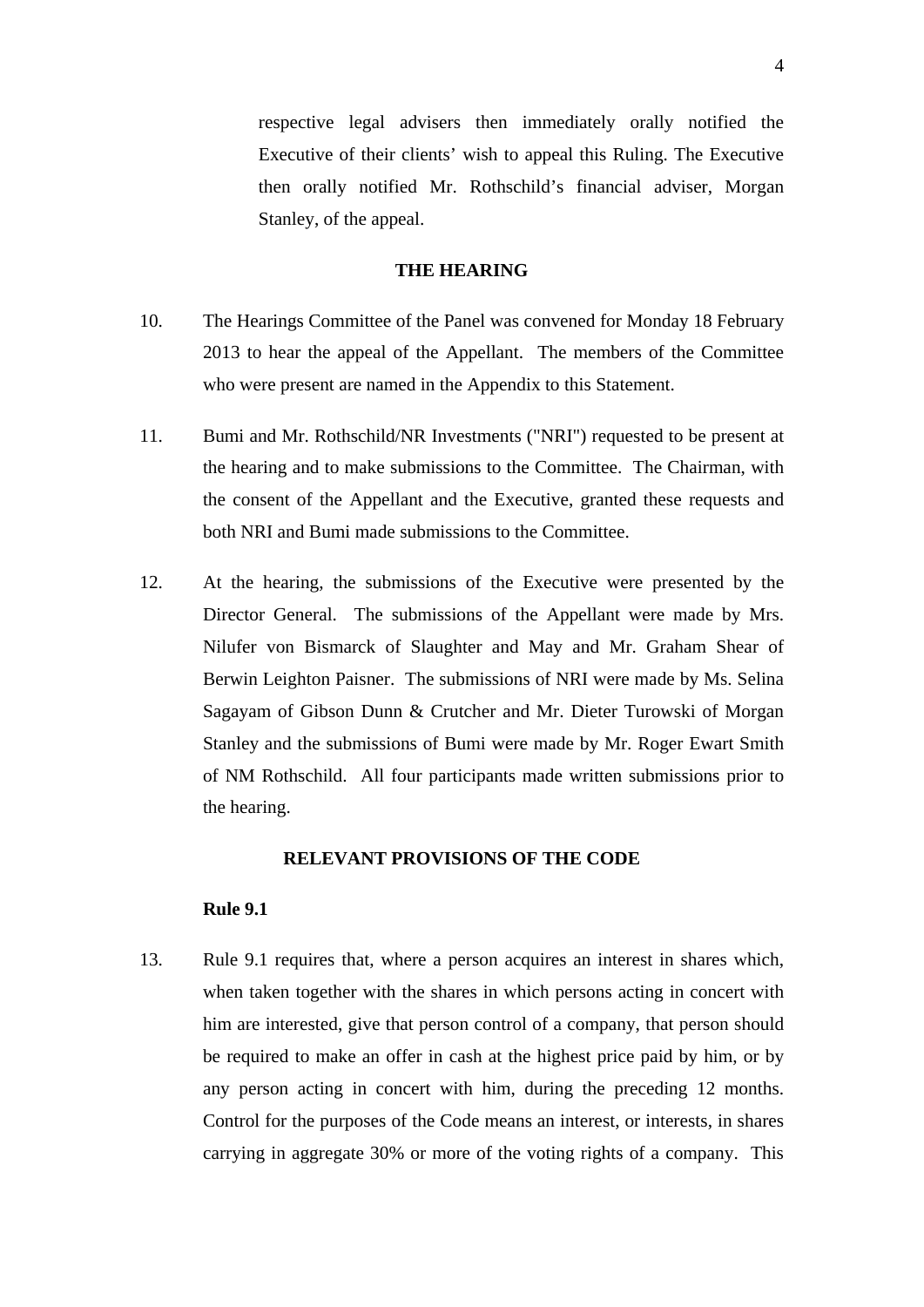respective legal advisers then immediately orally notified the Executive of their clients' wish to appeal this Ruling. The Executive then orally notified Mr. Rothschild's financial adviser, Morgan Stanley, of the appeal.

## THE HEARING

10. The Hearings Committee of the Panel was convened for Monday 18 February 2013 to hear the appeal of the Appellant. The members of the Committee who were present are named in the Appendix to this Statement.

11. Bumi and Mr. Rothschild/NR Investments ("NRI") requested to be present at the hearing and to make submissions to the Committee. The Chairman, with the consent of the Appellant and the Executive, granted these requests and both NRI and Bumi made submissions to the Committee.

12. At the hearing, the submissions of the Executive were presented by the Director General. The submissions of the Appellant were made by Mrs. Nilufer von Bismarck of Slaughter and May and Mr. Graham Shear of Berwin Leighton Paisner. The submissions of NRI were made by Ms. Selina Sagayam of Gibson Dunn & Crutcher and Mr. Dieter Turowski of Morgan Stanley and the submissions of Bumi were made by Mr. Roger Ewart Smith of NM Rothschild. All four participants made written submissions prior to the hearing.

## RELEVANT PROVISIONS OF THE CODE

### Rule 9.1

13. Rule 9.1 requires that, where a person acquires an interest in shares which, when taken together with the shares in which persons acting in concert with him are interested, give that person control of a company, that person should be required to make an offer in cash at the highest price paid by him, or by any person acting in concert with him, during the preceding 12 months. Control for the purposes of the Code means an interest, or interests, in shares carrying in aggregate 30% or more of the voting rights of a company. This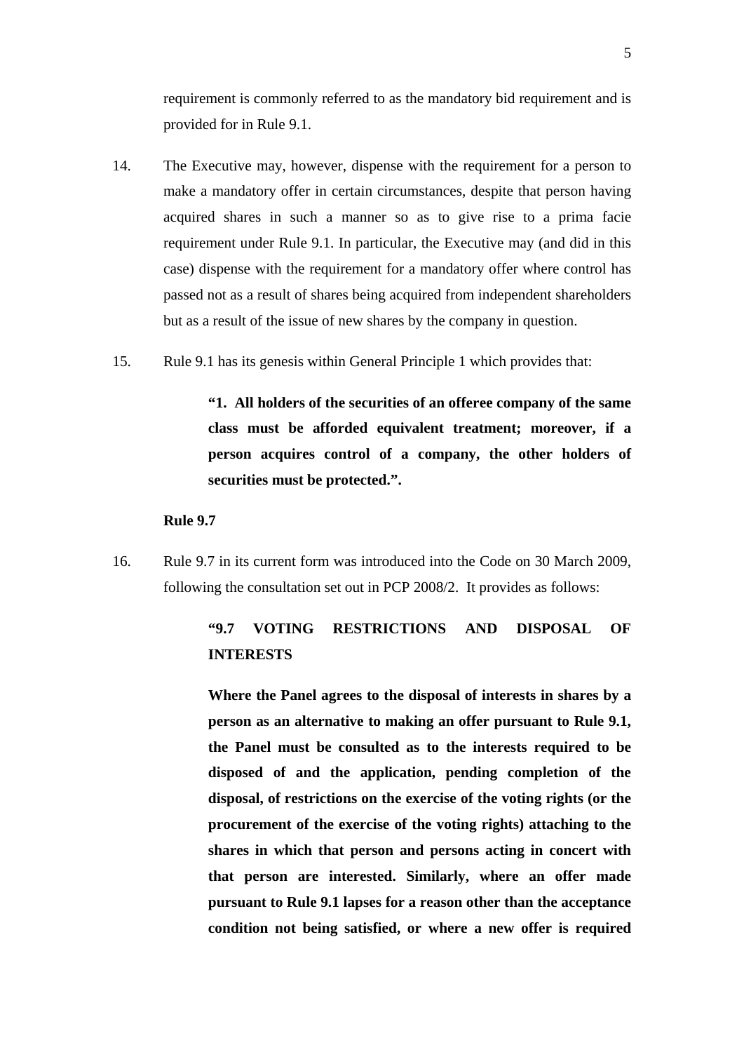requirement is commonly referred to as the mandatory bid requirement and is provided for in Rule 9.1.

14. The Executive may, however, dispense with the requirement for a person to make a mandatory offer in certain circumstances, despite that person having acquired shares in such a manner so as to give rise to a prima facie requirement under Rule 9.1. In particular, the Executive may (and did in this case) dispense with the requirement for a mandatory offer where control has passed not as a result of shares being acquired from independent shareholders but as a result of the issue of new shares by the company in question.

15. Rule 9.1 has its genesis within General Principle 1 which provides that:

> **"1. All holders of the securities of an offeree company of the same class must be afforded equivalent treatment; moreover, if a person acquires control of a company, the other holders of securities must be protected.".**

**Rule 9.7**

16. Rule 9.7 in its current form was introduced into the Code on 30 March 2009, following the consultation set out in PCP 2008/2. It provides as follows:

> **"9.7 VOTING RESTRICTIONS AND DISPOSAL OF INTERESTS**
>
> **Where the Panel agrees to the disposal of interests in shares by a person as an alternative to making an offer pursuant to Rule 9.1, the Panel must be consulted as to the interests required to be disposed of and the application, pending completion of the disposal, of restrictions on the exercise of the voting rights (or the procurement of the exercise of the voting rights) attaching to the shares in which that person and persons acting in concert with that person are interested. Similarly, where an offer made pursuant to Rule 9.1 lapses for a reason other than the acceptance condition not being satisfied, or where a new offer is required**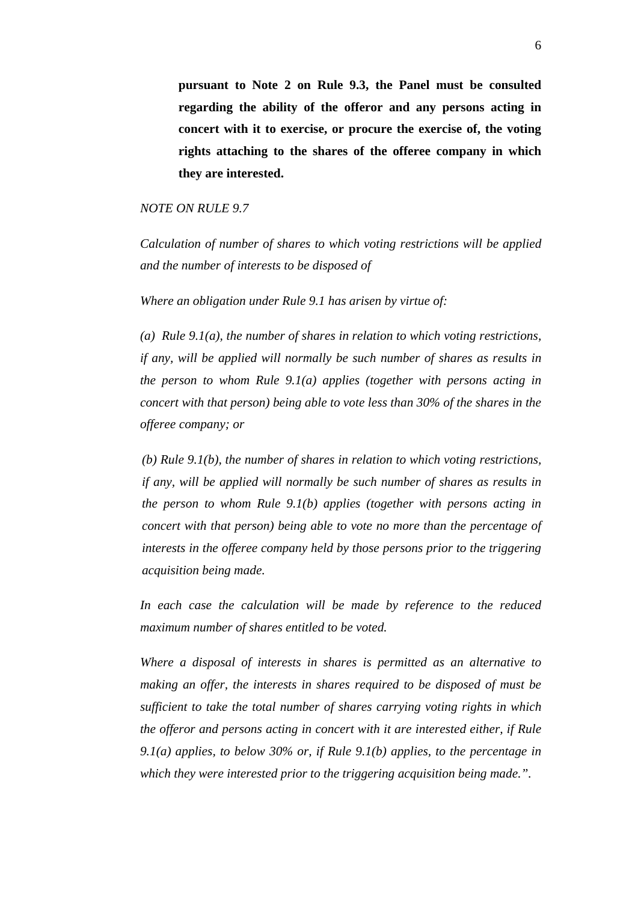**pursuant to Note 2 on Rule 9.3, the Panel must be consulted regarding the ability of the offeror and any persons acting in concert with it to exercise, or procure the exercise of, the voting rights attaching to the shares of the offeree company in which they are interested.**

*NOTE ON RULE 9.7*

*Calculation of number of shares to which voting restrictions will be applied and the number of interests to be disposed of*

*Where an obligation under Rule 9.1 has arisen by virtue of:*

*(a) Rule 9.1(a), the number of shares in relation to which voting restrictions, if any, will be applied will normally be such number of shares as results in the person to whom Rule 9.1(a) applies (together with persons acting in concert with that person) being able to vote less than 30% of the shares in the offeree company; or*

*(b) Rule 9.1(b), the number of shares in relation to which voting restrictions, if any, will be applied will normally be such number of shares as results in the person to whom Rule 9.1(b) applies (together with persons acting in concert with that person) being able to vote no more than the percentage of interests in the offeree company held by those persons prior to the triggering acquisition being made.*

*In each case the calculation will be made by reference to the reduced maximum number of shares entitled to be voted.*

*Where a disposal of interests in shares is permitted as an alternative to making an offer, the interests in shares required to be disposed of must be sufficient to take the total number of shares carrying voting rights in which the offeror and persons acting in concert with it are interested either, if Rule 9.1(a) applies, to below 30% or, if Rule 9.1(b) applies, to the percentage in which they were interested prior to the triggering acquisition being made.".*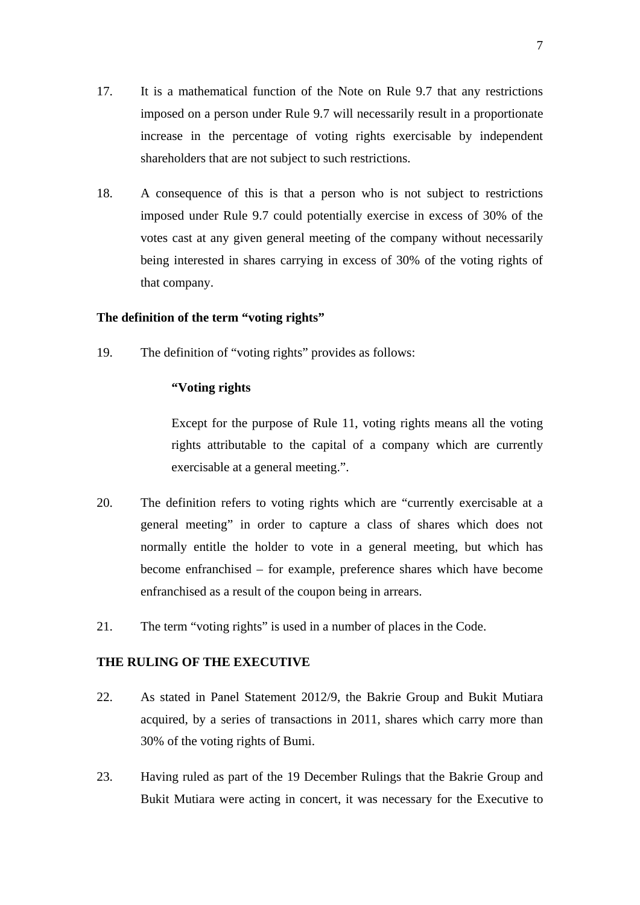17. It is a mathematical function of the Note on Rule 9.7 that any restrictions imposed on a person under Rule 9.7 will necessarily result in a proportionate increase in the percentage of voting rights exercisable by independent shareholders that are not subject to such restrictions.

18. A consequence of this is that a person who is not subject to restrictions imposed under Rule 9.7 could potentially exercise in excess of 30% of the votes cast at any given general meeting of the company without necessarily being interested in shares carrying in excess of 30% of the voting rights of that company.

**The definition of the term "voting rights"**

19. The definition of "voting rights" provides as follows:

> **"Voting rights**
>
> Except for the purpose of Rule 11, voting rights means all the voting rights attributable to the capital of a company which are currently exercisable at a general meeting.".

20. The definition refers to voting rights which are "currently exercisable at a general meeting" in order to capture a class of shares which does not normally entitle the holder to vote in a general meeting, but which has become enfranchised – for example, preference shares which have become enfranchised as a result of the coupon being in arrears.

21. The term "voting rights" is used in a number of places in the Code.

**THE RULING OF THE EXECUTIVE**

22. As stated in Panel Statement 2012/9, the Bakrie Group and Bukit Mutiara acquired, by a series of transactions in 2011, shares which carry more than 30% of the voting rights of Bumi.

23. Having ruled as part of the 19 December Rulings that the Bakrie Group and Bukit Mutiara were acting in concert, it was necessary for the Executive to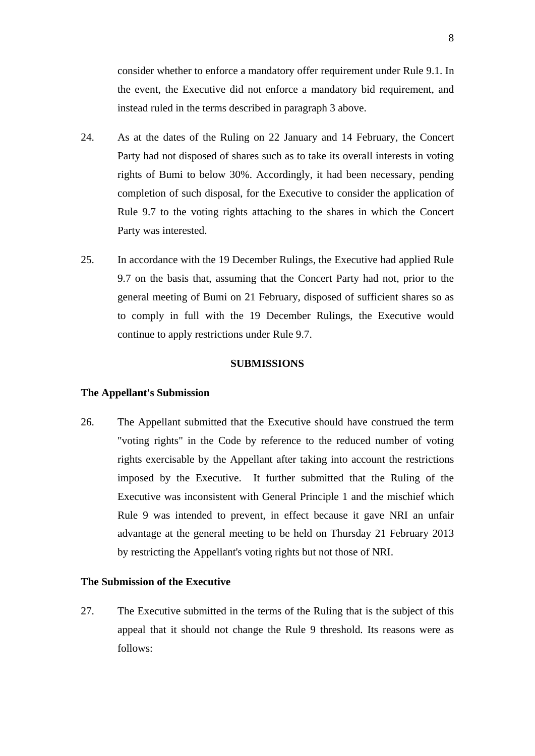consider whether to enforce a mandatory offer requirement under Rule 9.1. In the event, the Executive did not enforce a mandatory bid requirement, and instead ruled in the terms described in paragraph 3 above.

24. As at the dates of the Ruling on 22 January and 14 February, the Concert Party had not disposed of shares such as to take its overall interests in voting rights of Bumi to below 30%. Accordingly, it had been necessary, pending completion of such disposal, for the Executive to consider the application of Rule 9.7 to the voting rights attaching to the shares in which the Concert Party was interested.

25. In accordance with the 19 December Rulings, the Executive had applied Rule 9.7 on the basis that, assuming that the Concert Party had not, prior to the general meeting of Bumi on 21 February, disposed of sufficient shares so as to comply in full with the 19 December Rulings, the Executive would continue to apply restrictions under Rule 9.7.

## SUBMISSIONS

### The Appellant's Submission

26. The Appellant submitted that the Executive should have construed the term "voting rights" in the Code by reference to the reduced number of voting rights exercisable by the Appellant after taking into account the restrictions imposed by the Executive. It further submitted that the Ruling of the Executive was inconsistent with General Principle 1 and the mischief which Rule 9 was intended to prevent, in effect because it gave NRI an unfair advantage at the general meeting to be held on Thursday 21 February 2013 by restricting the Appellant's voting rights but not those of NRI.

### The Submission of the Executive

27. The Executive submitted in the terms of the Ruling that is the subject of this appeal that it should not change the Rule 9 threshold. Its reasons were as follows: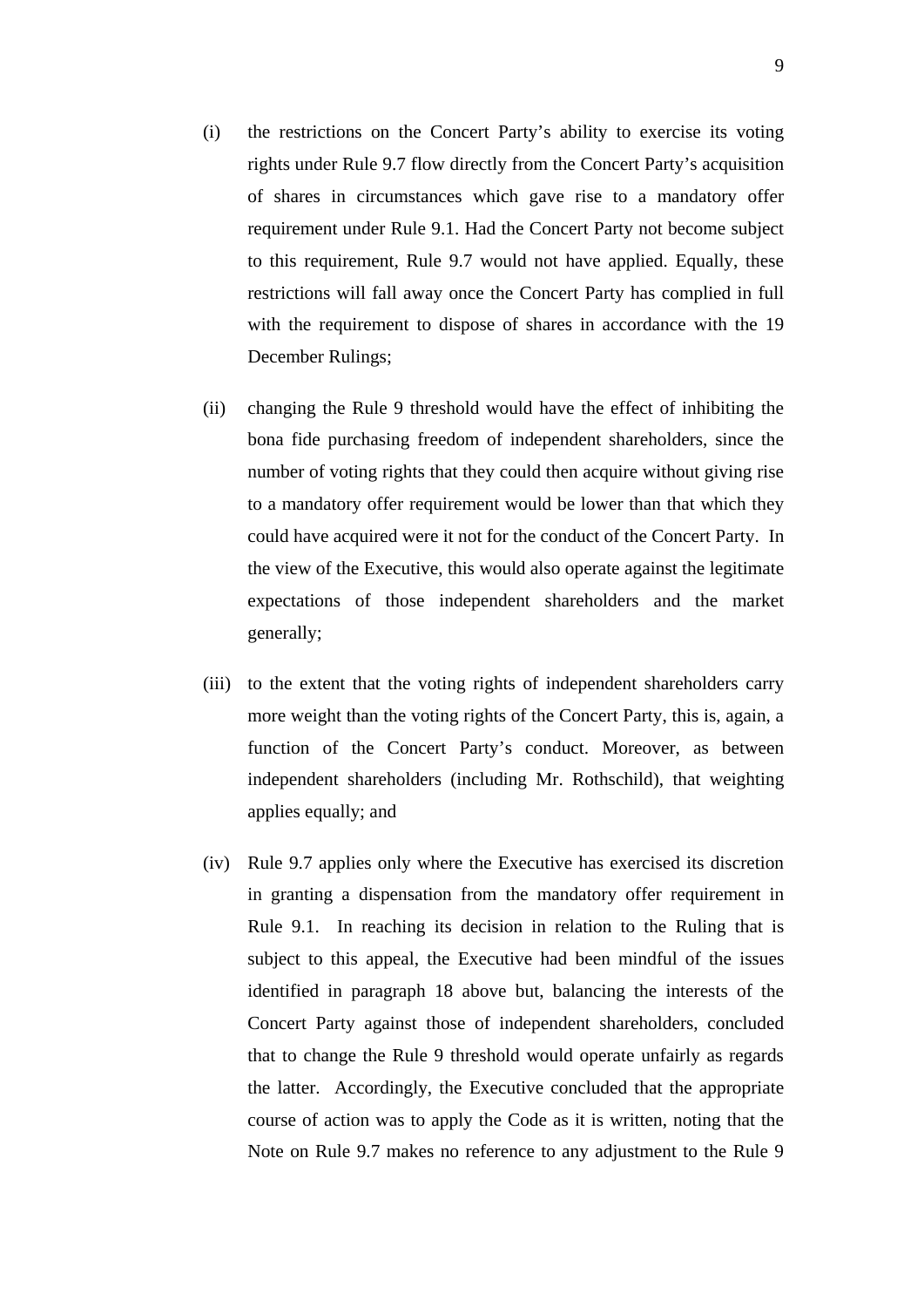(i) the restrictions on the Concert Party's ability to exercise its voting rights under Rule 9.7 flow directly from the Concert Party's acquisition of shares in circumstances which gave rise to a mandatory offer requirement under Rule 9.1. Had the Concert Party not become subject to this requirement, Rule 9.7 would not have applied. Equally, these restrictions will fall away once the Concert Party has complied in full with the requirement to dispose of shares in accordance with the 19 December Rulings;

(ii) changing the Rule 9 threshold would have the effect of inhibiting the bona fide purchasing freedom of independent shareholders, since the number of voting rights that they could then acquire without giving rise to a mandatory offer requirement would be lower than that which they could have acquired were it not for the conduct of the Concert Party. In the view of the Executive, this would also operate against the legitimate expectations of those independent shareholders and the market generally;

(iii) to the extent that the voting rights of independent shareholders carry more weight than the voting rights of the Concert Party, this is, again, a function of the Concert Party's conduct. Moreover, as between independent shareholders (including Mr. Rothschild), that weighting applies equally; and

(iv) Rule 9.7 applies only where the Executive has exercised its discretion in granting a dispensation from the mandatory offer requirement in Rule 9.1. In reaching its decision in relation to the Ruling that is subject to this appeal, the Executive had been mindful of the issues identified in paragraph 18 above but, balancing the interests of the Concert Party against those of independent shareholders, concluded that to change the Rule 9 threshold would operate unfairly as regards the latter. Accordingly, the Executive concluded that the appropriate course of action was to apply the Code as it is written, noting that the Note on Rule 9.7 makes no reference to any adjustment to the Rule 9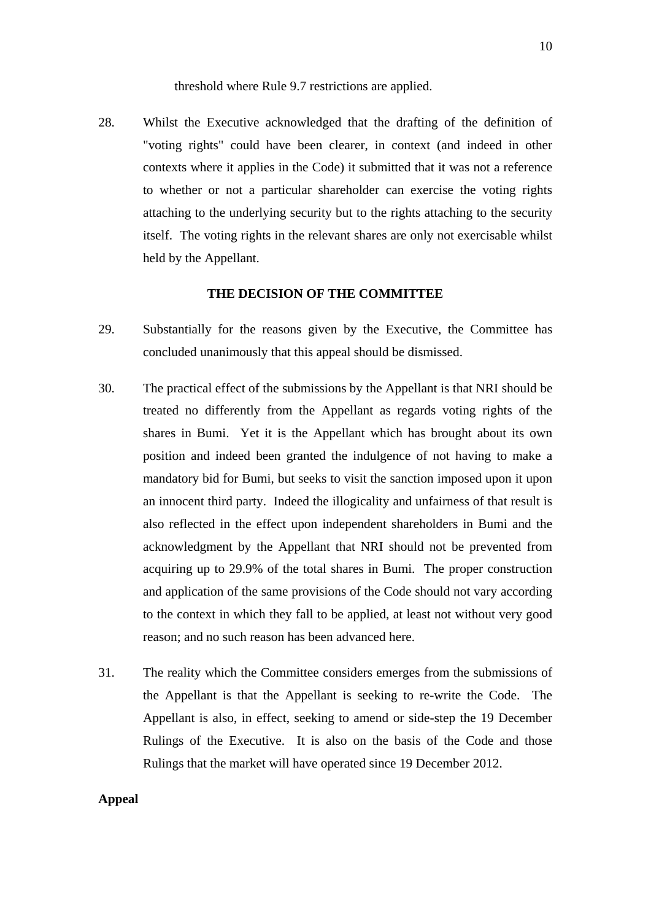threshold where Rule 9.7 restrictions are applied.

28. Whilst the Executive acknowledged that the drafting of the definition of "voting rights" could have been clearer, in context (and indeed in other contexts where it applies in the Code) it submitted that it was not a reference to whether or not a particular shareholder can exercise the voting rights attaching to the underlying security but to the rights attaching to the security itself. The voting rights in the relevant shares are only not exercisable whilst held by the Appellant.

## THE DECISION OF THE COMMITTEE

29. Substantially for the reasons given by the Executive, the Committee has concluded unanimously that this appeal should be dismissed.

30. The practical effect of the submissions by the Appellant is that NRI should be treated no differently from the Appellant as regards voting rights of the shares in Bumi. Yet it is the Appellant which has brought about its own position and indeed been granted the indulgence of not having to make a mandatory bid for Bumi, but seeks to visit the sanction imposed upon it upon an innocent third party. Indeed the illogicality and unfairness of that result is also reflected in the effect upon independent shareholders in Bumi and the acknowledgment by the Appellant that NRI should not be prevented from acquiring up to 29.9% of the total shares in Bumi. The proper construction and application of the same provisions of the Code should not vary according to the context in which they fall to be applied, at least not without very good reason; and no such reason has been advanced here.

31. The reality which the Committee considers emerges from the submissions of the Appellant is that the Appellant is seeking to re-write the Code. The Appellant is also, in effect, seeking to amend or side-step the 19 December Rulings of the Executive. It is also on the basis of the Code and those Rulings that the market will have operated since 19 December 2012.

**Appeal**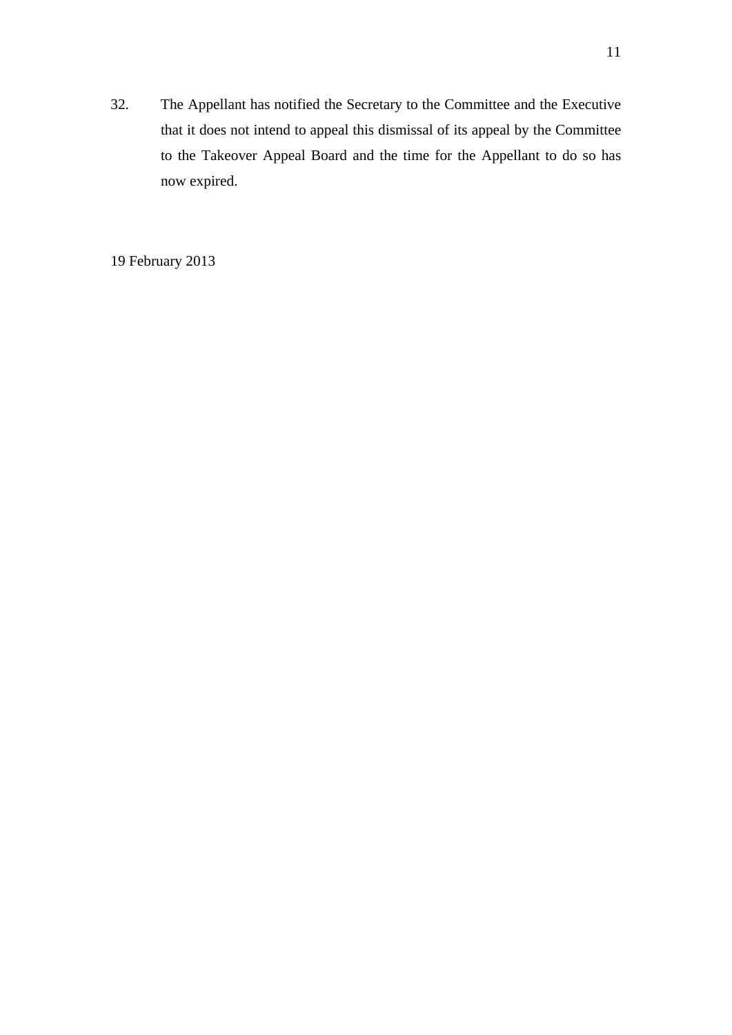32. The Appellant has notified the Secretary to the Committee and the Executive that it does not intend to appeal this dismissal of its appeal by the Committee to the Takeover Appeal Board and the time for the Appellant to do so has now expired.

19 February 2013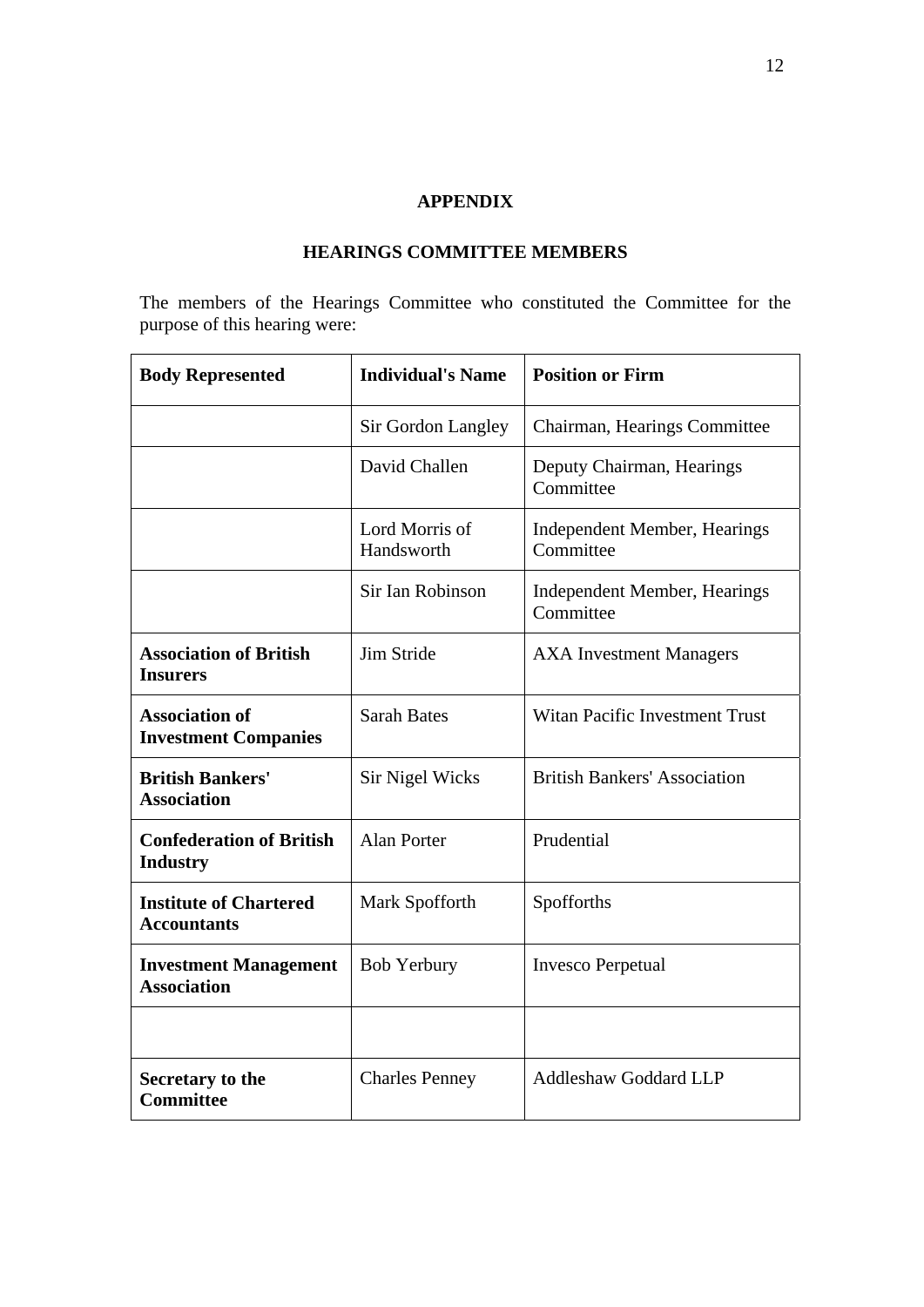# APPENDIX

## HEARINGS COMMITTEE MEMBERS

The members of the Hearings Committee who constituted the Committee for the purpose of this hearing were:

| **Body Represented** | **Individual's Name** | **Position or Firm** |
|---|---|---|
| | Sir Gordon Langley | Chairman, Hearings Committee |
| | David Challen | Deputy Chairman, Hearings Committee |
| | Lord Morris of Handsworth | Independent Member, Hearings Committee |
| | Sir Ian Robinson | Independent Member, Hearings Committee |
| **Association of British Insurers** | Jim Stride | AXA Investment Managers |
| **Association of Investment Companies** | Sarah Bates | Witan Pacific Investment Trust |
| **British Bankers' Association** | Sir Nigel Wicks | British Bankers' Association |
| **Confederation of British Industry** | Alan Porter | Prudential |
| **Institute of Chartered Accountants** | Mark Spofforth | Spofforths |
| **Investment Management Association** | Bob Yerbury | Invesco Perpetual |
| | | |
| **Secretary to the Committee** | Charles Penney | Addleshaw Goddard LLP |